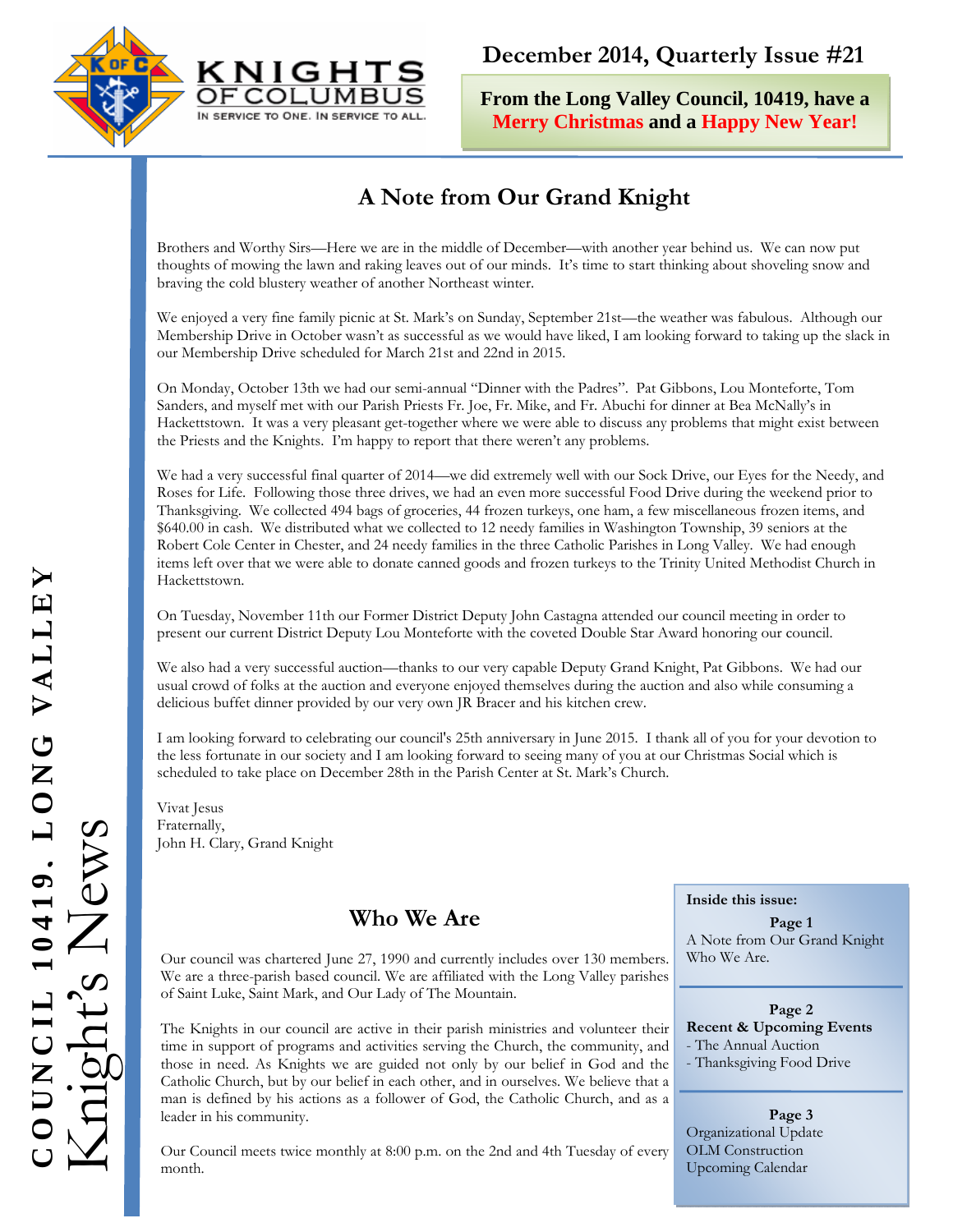KNIGHTS OF COLUMBUS
IN SERVICE TO ONE. IN SERVICE TO ALL.

**December 2014, Quarterly Issue #21**

**From the Long Valley Council, 10419, have a Merry Christmas and a Happy New Year!**

COUNCIL 10419. LONG VALLEY

Knight's News

## A Note from Our Grand Knight

Brothers and Worthy Sirs—Here we are in the middle of December—with another year behind us. We can now put thoughts of mowing the lawn and raking leaves out of our minds. It's time to start thinking about shoveling snow and braving the cold blustery weather of another Northeast winter.

We enjoyed a very fine family picnic at St. Mark's on Sunday, September 21st—the weather was fabulous. Although our Membership Drive in October wasn't as successful as we would have liked, I am looking forward to taking up the slack in our Membership Drive scheduled for March 21st and 22nd in 2015.

On Monday, October 13th we had our semi-annual "Dinner with the Padres". Pat Gibbons, Lou Monteforte, Tom Sanders, and myself met with our Parish Priests Fr. Joe, Fr. Mike, and Fr. Abuchi for dinner at Bea McNally's in Hackettstown. It was a very pleasant get-together where we were able to discuss any problems that might exist between the Priests and the Knights. I'm happy to report that there weren't any problems.

We had a very successful final quarter of 2014—we did extremely well with our Sock Drive, our Eyes for the Needy, and Roses for Life. Following those three drives, we had an even more successful Food Drive during the weekend prior to Thanksgiving. We collected 494 bags of groceries, 44 frozen turkeys, one ham, a few miscellaneous frozen items, and $640.00 in cash. We distributed what we collected to 12 needy families in Washington Township, 39 seniors at the Robert Cole Center in Chester, and 24 needy families in the three Catholic Parishes in Long Valley. We had enough items left over that we were able to donate canned goods and frozen turkeys to the Trinity United Methodist Church in Hackettstown.

On Tuesday, November 11th our Former District Deputy John Castagna attended our council meeting in order to present our current District Deputy Lou Monteforte with the coveted Double Star Award honoring our council.

We also had a very successful auction—thanks to our very capable Deputy Grand Knight, Pat Gibbons. We had our usual crowd of folks at the auction and everyone enjoyed themselves during the auction and also while consuming a delicious buffet dinner provided by our very own JR Bracer and his kitchen crew.

I am looking forward to celebrating our council's 25th anniversary in June 2015. I thank all of you for your devotion to the less fortunate in our society and I am looking forward to seeing many of you at our Christmas Social which is scheduled to take place on December 28th in the Parish Center at St. Mark's Church.

Vivat Jesus
Fraternally,
John H. Clary, Grand Knight

## Who We Are

Our council was chartered June 27, 1990 and currently includes over 130 members. We are a three-parish based council. We are affiliated with the Long Valley parishes of Saint Luke, Saint Mark, and Our Lady of The Mountain.

The Knights in our council are active in their parish ministries and volunteer their time in support of programs and activities serving the Church, the community, and those in need. As Knights we are guided not only by our belief in God and the Catholic Church, but by our belief in each other, and in ourselves. We believe that a man is defined by his actions as a follower of God, the Catholic Church, and as a leader in his community.

Our Council meets twice monthly at 8:00 p.m. on the 2nd and 4th Tuesday of every month.

**Inside this issue:**

**Page 1**
A Note from Our Grand Knight
Who We Are.

**Page 2**
**Recent & Upcoming Events**
- The Annual Auction
- Thanksgiving Food Drive

**Page 3**
Organizational Update
OLM Construction
Upcoming Calendar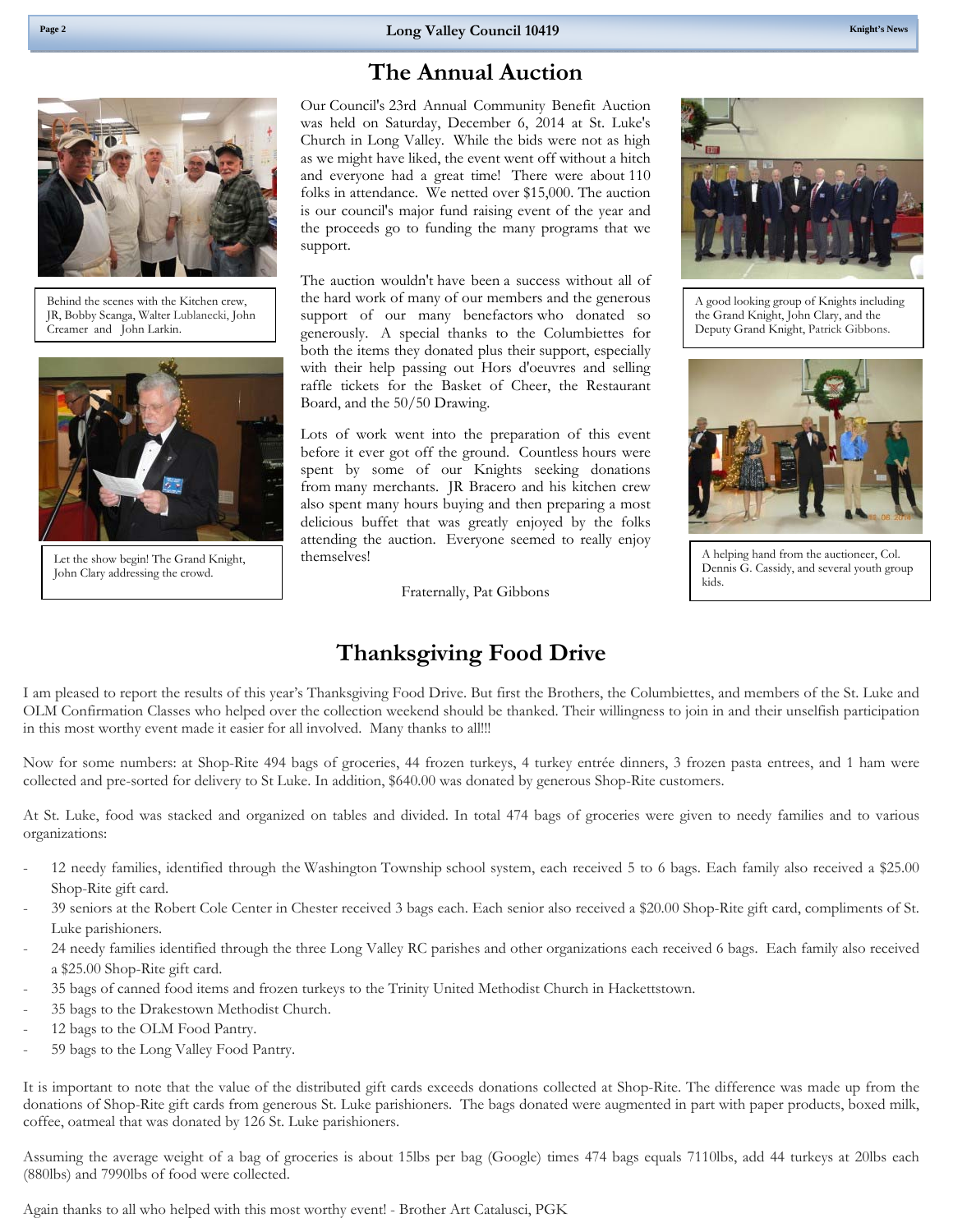# The Annual Auction

Behind the scenes with the Kitchen crew, JR, Bobby Scanga, Walter Lublanecki, John Creamer and John Larkin.

Let the show begin! The Grand Knight, John Clary addressing the crowd.

Our Council's 23rd Annual Community Benefit Auction was held on Saturday, December 6, 2014 at St. Luke's Church in Long Valley. While the bids were not as high as we might have liked, the event went off without a hitch and everyone had a great time! There were about 110 folks in attendance. We netted over $15,000. The auction is our council's major fund raising event of the year and the proceeds go to funding the many programs that we support.

The auction wouldn't have been a success without all of the hard work of many of our members and the generous support of our many benefactors who donated so generously. A special thanks to the Columbiettes for both the items they donated plus their support, especially with their help passing out Hors d'oeuvres and selling raffle tickets for the Basket of Cheer, the Restaurant Board, and the 50/50 Drawing.

Lots of work went into the preparation of this event before it ever got off the ground. Countless hours were spent by some of our Knights seeking donations from many merchants. JR Bracero and his kitchen crew also spent many hours buying and then preparing a most delicious buffet that was greatly enjoyed by the folks attending the auction. Everyone seemed to really enjoy themselves!

Fraternally, Pat Gibbons

A good looking group of Knights including the Grand Knight, John Clary, and the Deputy Grand Knight, Patrick Gibbons.

A helping hand from the auctioneer, Col. Dennis G. Cassidy, and several youth group kids.

# Thanksgiving Food Drive

I am pleased to report the results of this year's Thanksgiving Food Drive. But first the Brothers, the Columbiettes, and members of the St. Luke and OLM Confirmation Classes who helped over the collection weekend should be thanked. Their willingness to join in and their unselfish participation in this most worthy event made it easier for all involved. Many thanks to all!!!

Now for some numbers: at Shop-Rite 494 bags of groceries, 44 frozen turkeys, 4 turkey entrée dinners, 3 frozen pasta entrees, and 1 ham were collected and pre-sorted for delivery to St Luke. In addition, $640.00 was donated by generous Shop-Rite customers.

At St. Luke, food was stacked and organized on tables and divided. In total 474 bags of groceries were given to needy families and to various organizations:

- 12 needy families, identified through the Washington Township school system, each received 5 to 6 bags. Each family also received a $25.00 Shop-Rite gift card.
- 39 seniors at the Robert Cole Center in Chester received 3 bags each. Each senior also received a $20.00 Shop-Rite gift card, compliments of St. Luke parishioners.
- 24 needy families identified through the three Long Valley RC parishes and other organizations each received 6 bags. Each family also received a $25.00 Shop-Rite gift card.
- 35 bags of canned food items and frozen turkeys to the Trinity United Methodist Church in Hackettstown.
- 35 bags to the Drakestown Methodist Church.
- 12 bags to the OLM Food Pantry.
- 59 bags to the Long Valley Food Pantry.

It is important to note that the value of the distributed gift cards exceeds donations collected at Shop-Rite. The difference was made up from the donations of Shop-Rite gift cards from generous St. Luke parishioners. The bags donated were augmented in part with paper products, boxed milk, coffee, oatmeal that was donated by 126 St. Luke parishioners.

Assuming the average weight of a bag of groceries is about 15lbs per bag (Google) times 474 bags equals 7110lbs, add 44 turkeys at 20lbs each (880lbs) and 7990lbs of food were collected.

Again thanks to all who helped with this most worthy event! - Brother Art Catalusci, PGK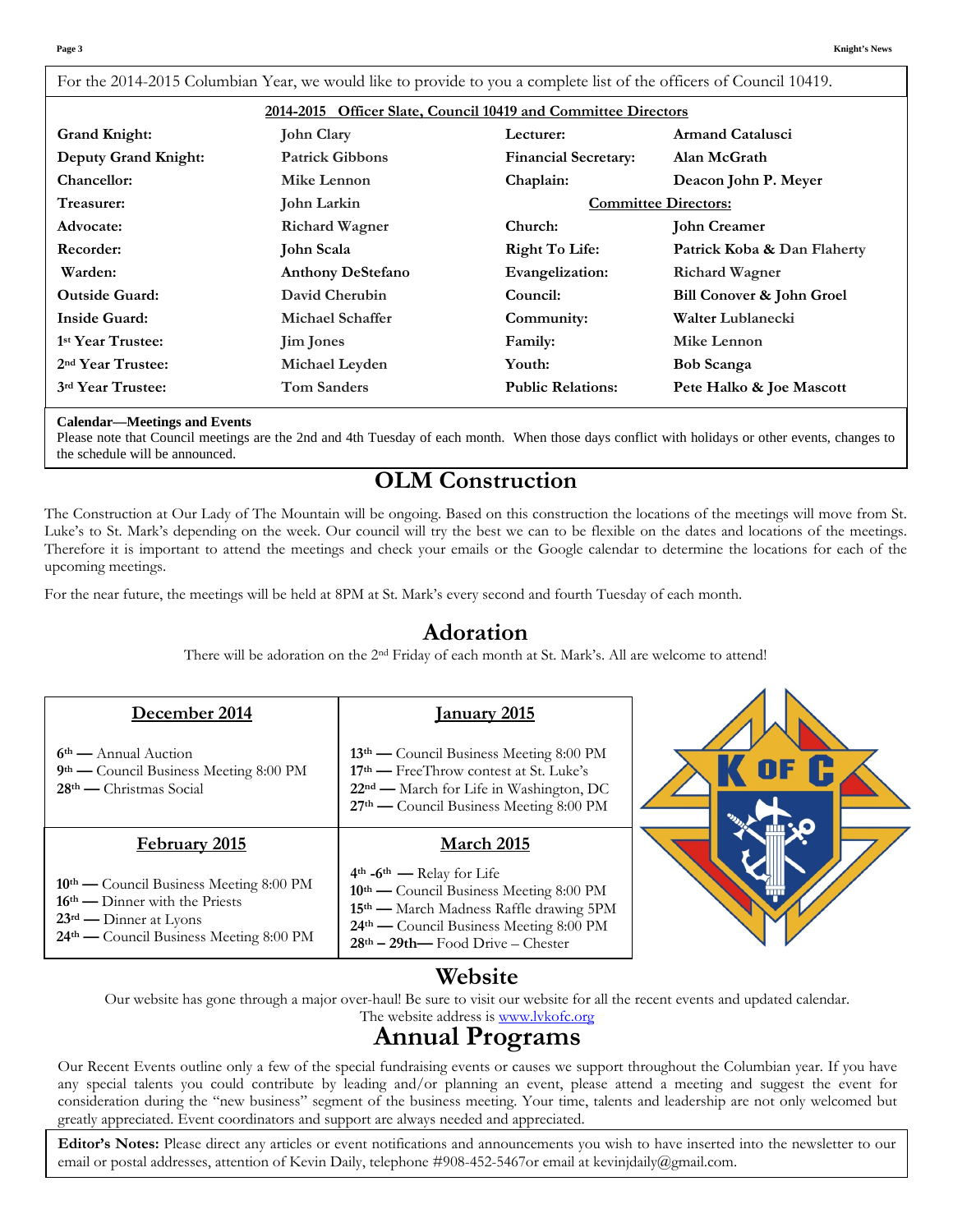For the 2014-2015 Columbian Year, we would like to provide to you a complete list of the officers of Council 10419.

**2014-2015 Officer Slate, Council 10419 and Committee Directors**

| | | | |
|---|---|---|---|
| **Grand Knight:** | **John Clary** | **Lecturer:** | **Armand Catalusci** |
| **Deputy Grand Knight:** | **Patrick Gibbons** | **Financial Secretary:** | **Alan McGrath** |
| **Chancellor:** | **Mike Lennon** | **Chaplain:** | **Deacon John P. Meyer** |
| **Treasurer:** | **John Larkin** | **Committee Directors:** | |
| **Advocate:** | **Richard Wagner** | **Church:** | **John Creamer** |
| **Recorder:** | **John Scala** | **Right To Life:** | **Patrick Koba & Dan Flaherty** |
| **Warden:** | **Anthony DeStefano** | **Evangelization:** | **Richard Wagner** |
| **Outside Guard:** | **David Cherubin** | **Council:** | **Bill Conover & John Groel** |
| **Inside Guard:** | **Michael Schaffer** | **Community:** | **Walter Lublanecki** |
| **1st Year Trustee:** | **Jim Jones** | **Family:** | **Mike Lennon** |
| **2nd Year Trustee:** | **Michael Leyden** | **Youth:** | **Bob Scanga** |
| **3rd Year Trustee:** | **Tom Sanders** | **Public Relations:** | **Pete Halko & Joe Mascott** |

**Calendar—Meetings and Events**

Please note that Council meetings are the 2nd and 4th Tuesday of each month. When those days conflict with holidays or other events, changes to the schedule will be announced.

## OLM Construction

The Construction at Our Lady of The Mountain will be ongoing. Based on this construction the locations of the meetings will move from St. Luke's to St. Mark's depending on the week. Our council will try the best we can to be flexible on the dates and locations of the meetings. Therefore it is important to attend the meetings and check your emails or the Google calendar to determine the locations for each of the upcoming meetings.

For the near future, the meetings will be held at 8PM at St. Mark's every second and fourth Tuesday of each month.

## Adoration

There will be adoration on the 2nd Friday of each month at St. Mark's. All are welcome to attend!

**December 2014**

**6th —** Annual Auction
**9th —** Council Business Meeting 8:00 PM
**28th —** Christmas Social

**January 2015**

**13th —** Council Business Meeting 8:00 PM
**17th —** FreeThrow contest at St. Luke's
**22nd —** March for Life in Washington, DC
**27th —** Council Business Meeting 8:00 PM

**February 2015**

**10th —** Council Business Meeting 8:00 PM
**16th —** Dinner with the Priests
**23rd —** Dinner at Lyons
**24th —** Council Business Meeting 8:00 PM

**March 2015**

**4th -6th —** Relay for Life
**10th —** Council Business Meeting 8:00 PM
**15th —** March Madness Raffle drawing 5PM
**24th —** Council Business Meeting 8:00 PM
**28th – 29th—** Food Drive – Chester

## Website

Our website has gone through a major over-haul! Be sure to visit our website for all the recent events and updated calendar. The website address is www.lvkofc.org

## Annual Programs

Our Recent Events outline only a few of the special fundraising events or causes we support throughout the Columbian year. If you have any special talents you could contribute by leading and/or planning an event, please attend a meeting and suggest the event for consideration during the "new business" segment of the business meeting. Your time, talents and leadership are not only welcomed but greatly appreciated. Event coordinators and support are always needed and appreciated.

**Editor's Notes:** Please direct any articles or event notifications and announcements you wish to have inserted into the newsletter to our email or postal addresses, attention of Kevin Daily, telephone #908-452-5467or email at kevinjdaily@gmail.com.